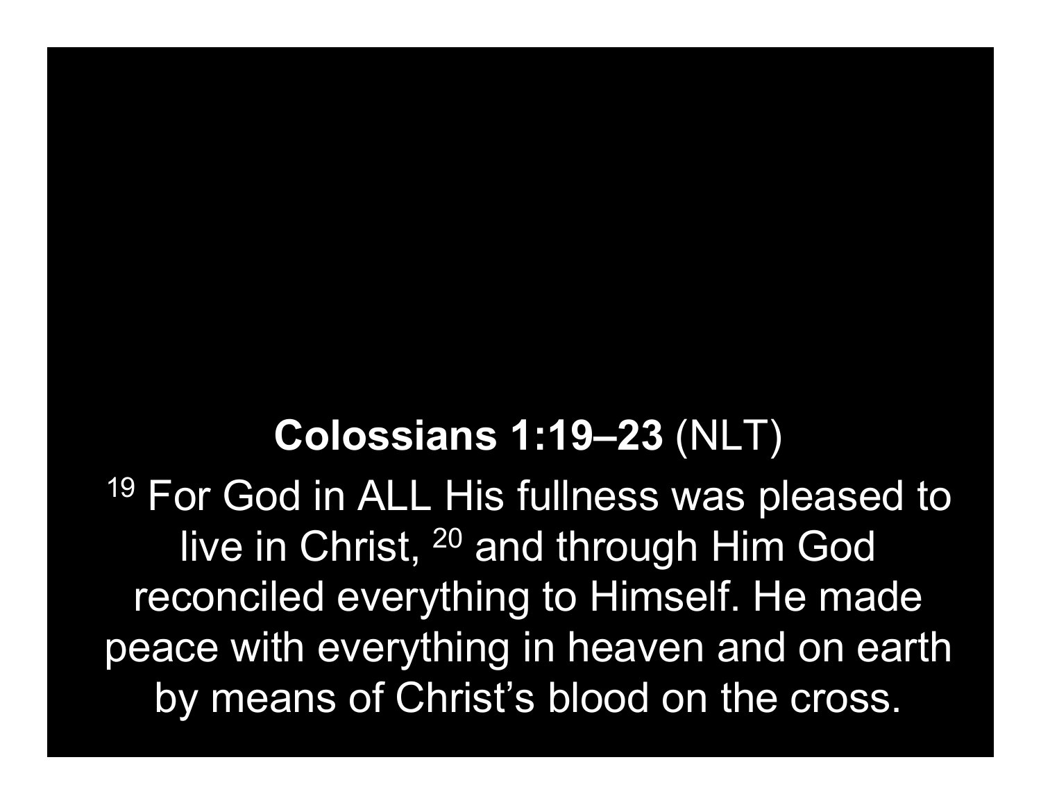**Colossians 1:19–23** (NLT)

[19] For God in ALL His fullness was pleased to live in Christ, [20] and through Him God reconciled everything to Himself. He made peace with everything in heaven and on earth by means of Christ's blood on the cross.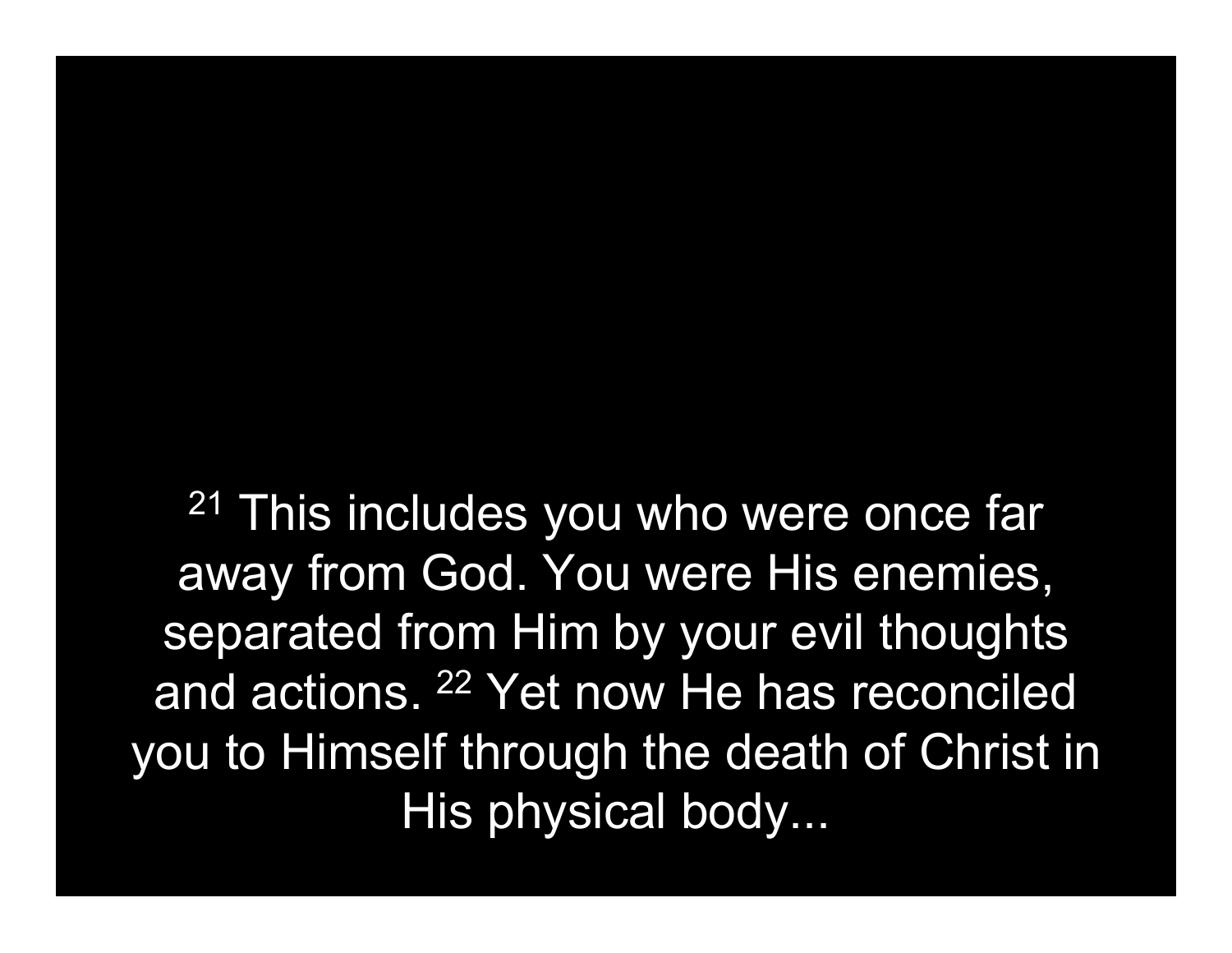[21] This includes you who were once far away from God. You were His enemies, separated from Him by your evil thoughts and actions. [22] Yet now He has reconciled you to Himself through the death of Christ in His physical body...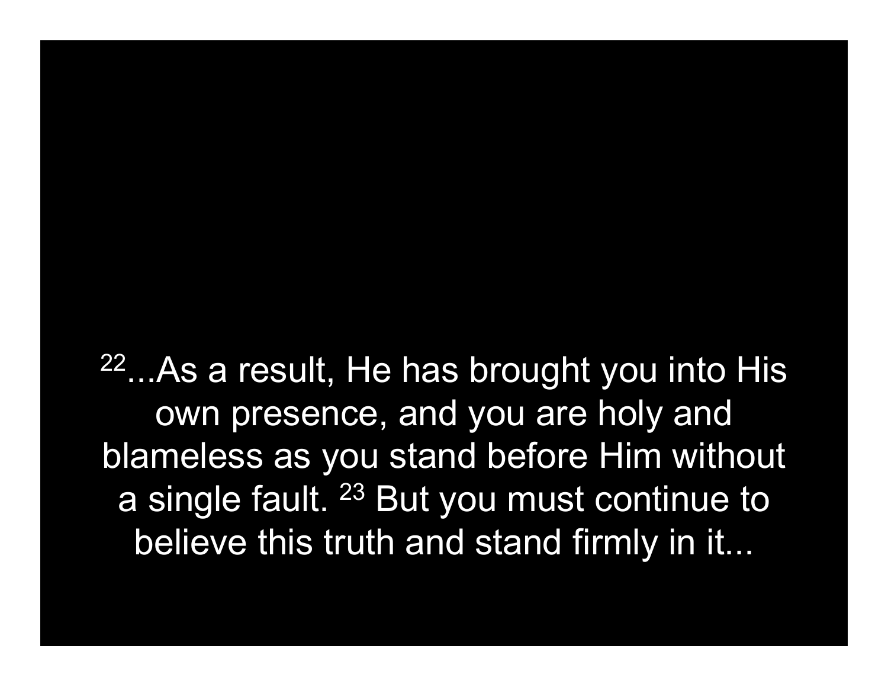[22]...As a result, He has brought you into His own presence, and you are holy and blameless as you stand before Him without a single fault. [23] But you must continue to believe this truth and stand firmly in it...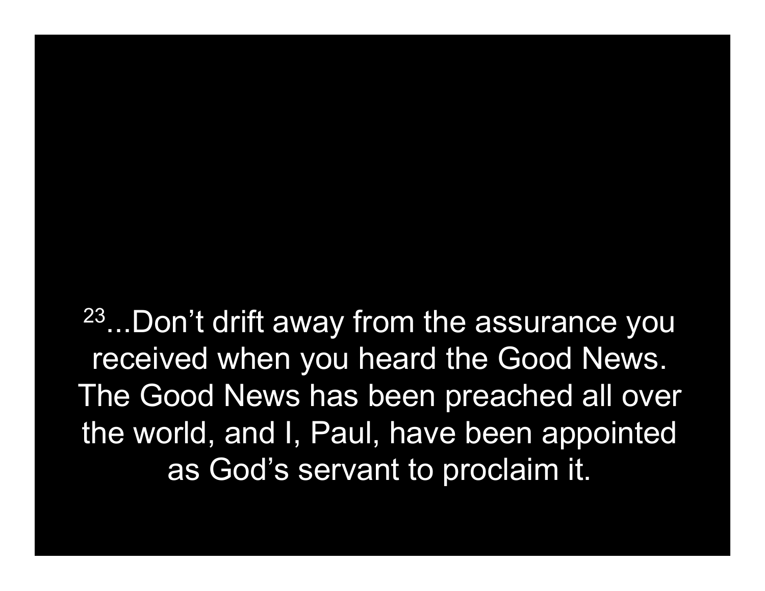[23]...Don’t drift away from the assurance you received when you heard the Good News. The Good News has been preached all over the world, and I, Paul, have been appointed as God’s servant to proclaim it.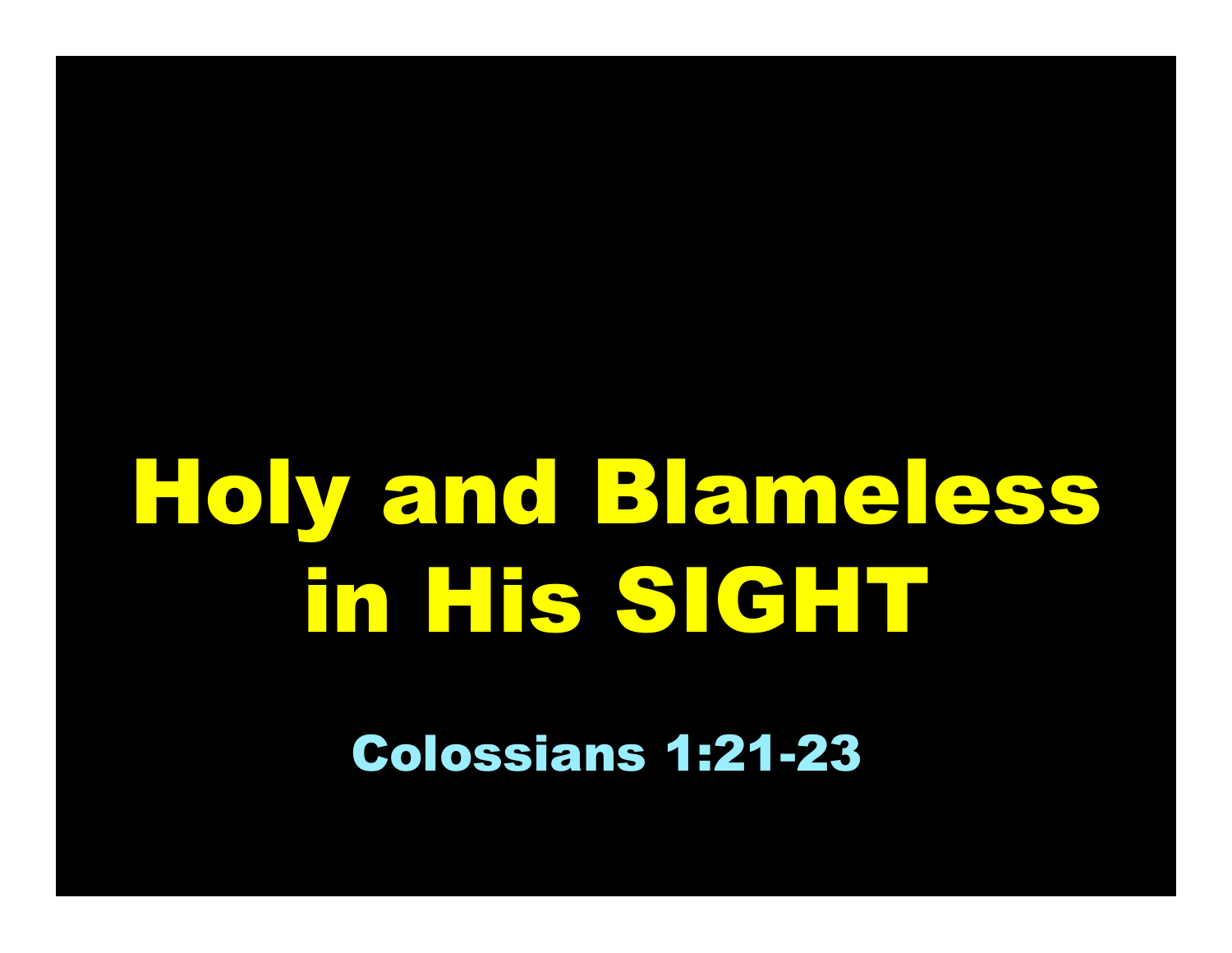# Holy and Blameless in His SIGHT

Colossians 1:21-23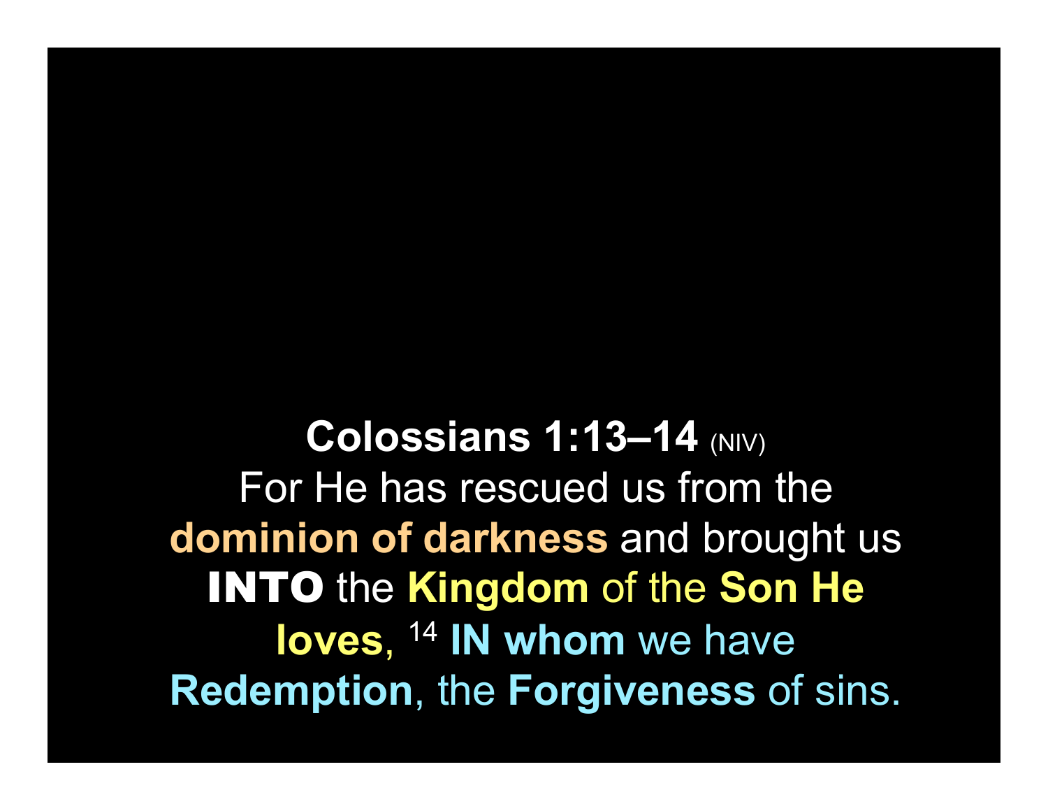**Colossians 1:13–14** (NIV)

For He has rescued us from the **dominion of darkness** and brought us **INTO** the **Kingdom** of the **Son He loves**, [14] **IN whom** we have **Redemption**, the **Forgiveness** of sins.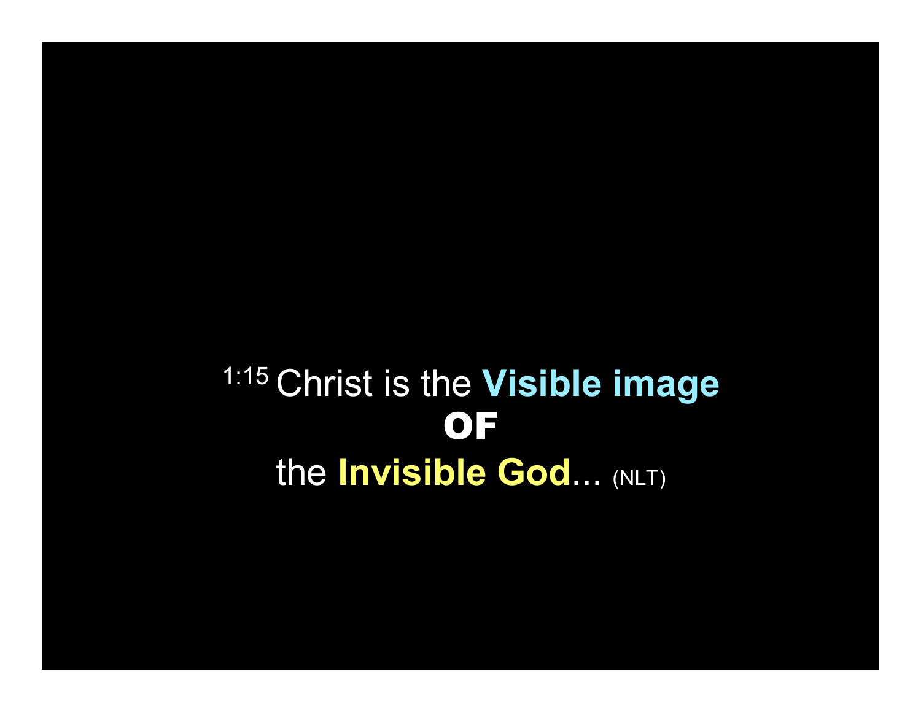[1:15] Christ is the **Visible image**

**OF**

the **Invisible God**... (NLT)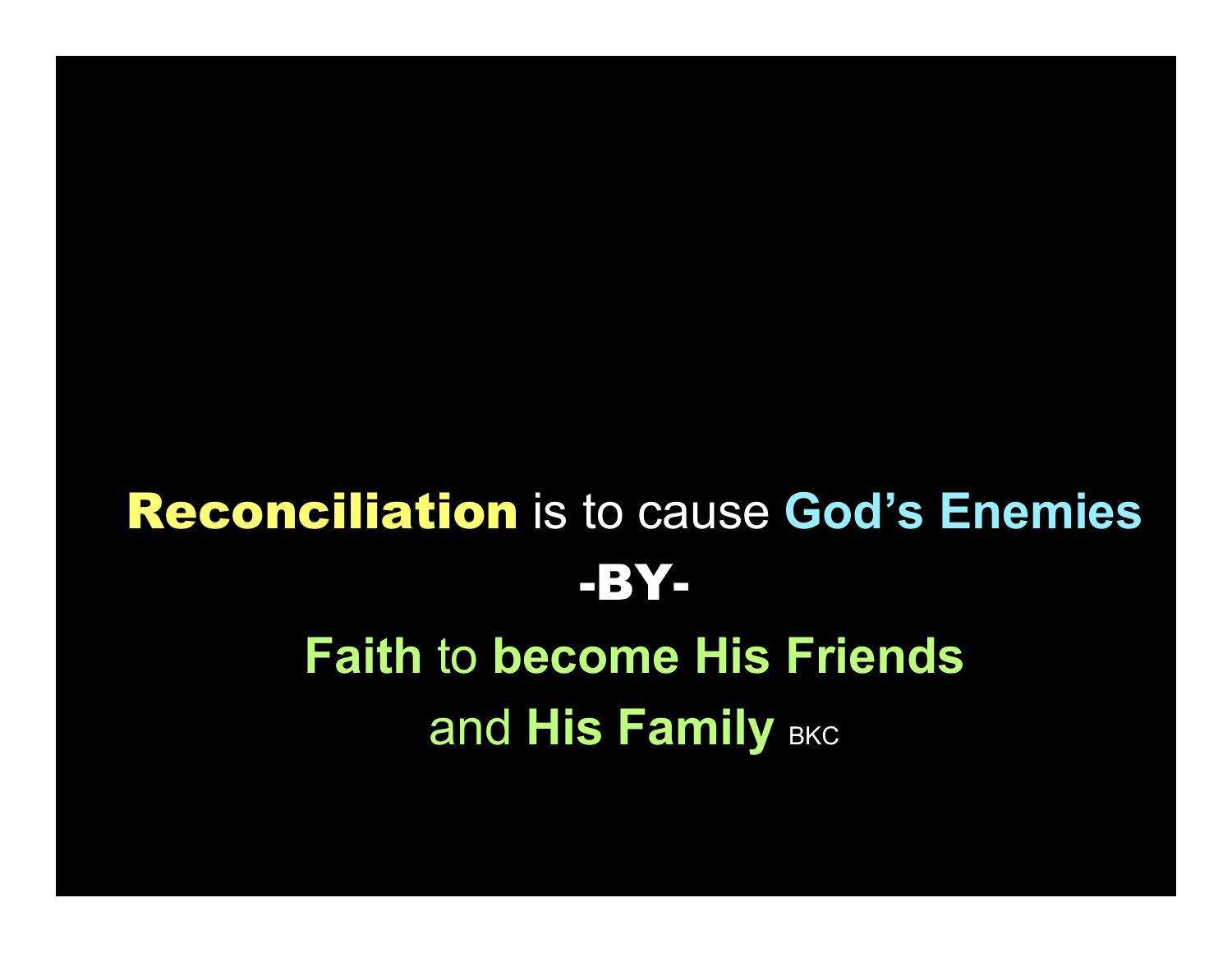**Reconciliation** is to cause **God's Enemies**

**-BY-**

**Faith** to **become His Friends**

and **His Family** BKC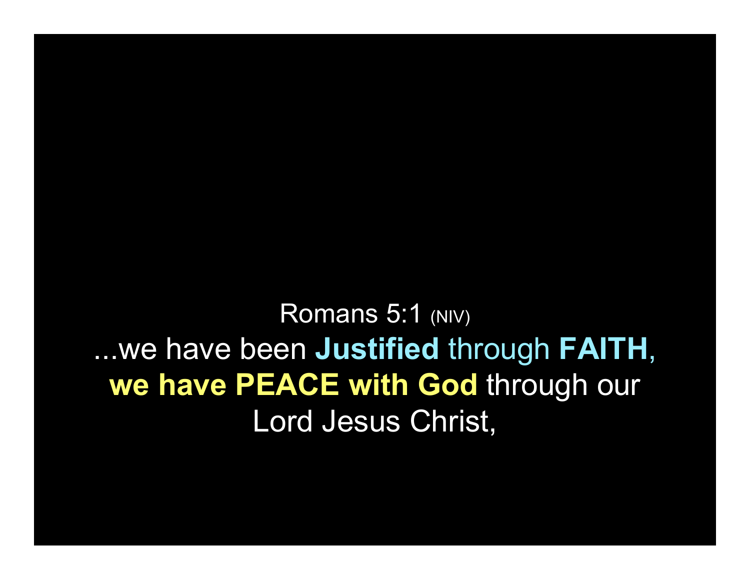Romans 5:1 (NIV)

...we have been **Justified** through **FAITH**, **we have PEACE with God** through our Lord Jesus Christ,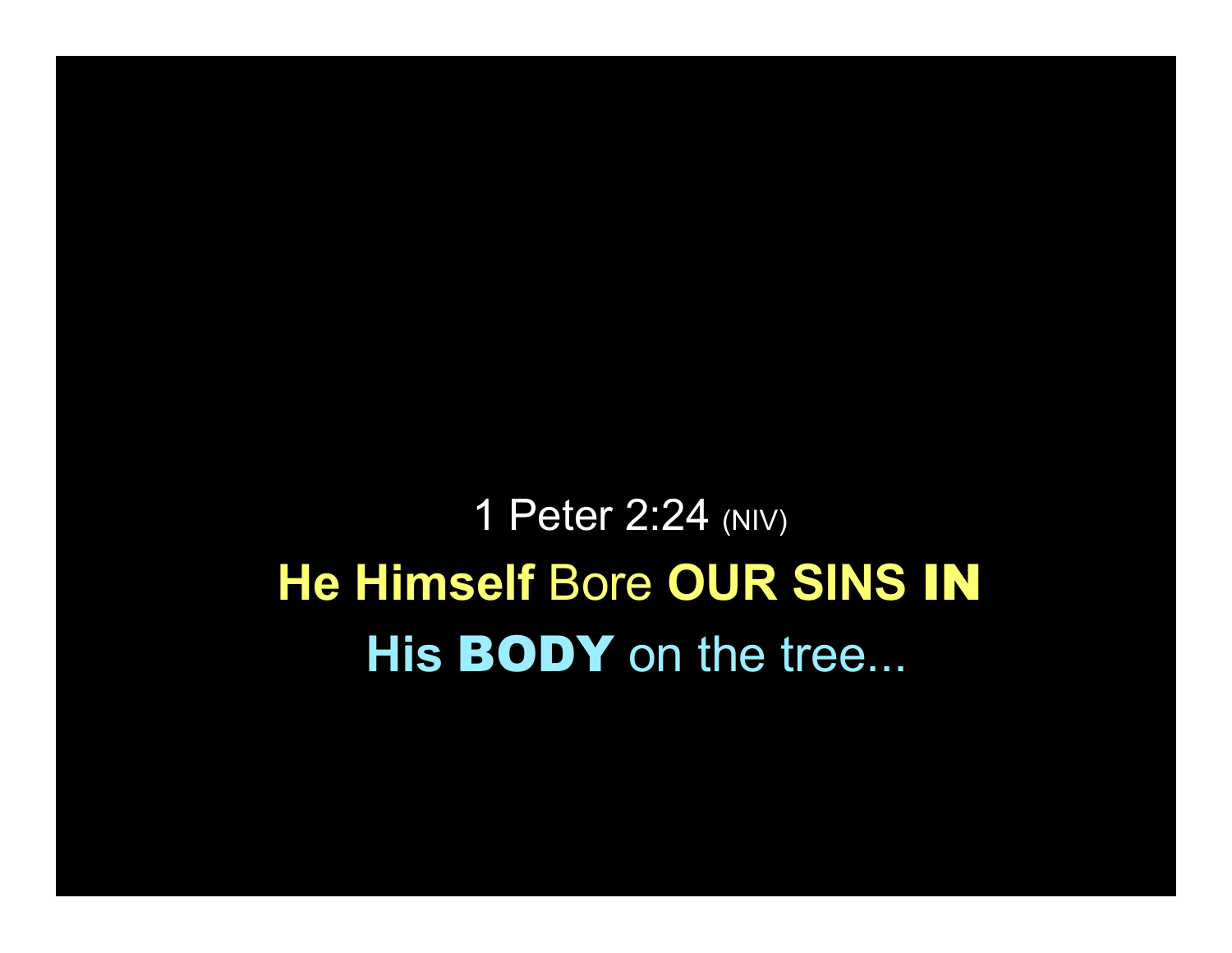1 Peter 2:24 (NIV)

**He Himself** Bore **OUR SINS IN**

**His BODY** on the tree...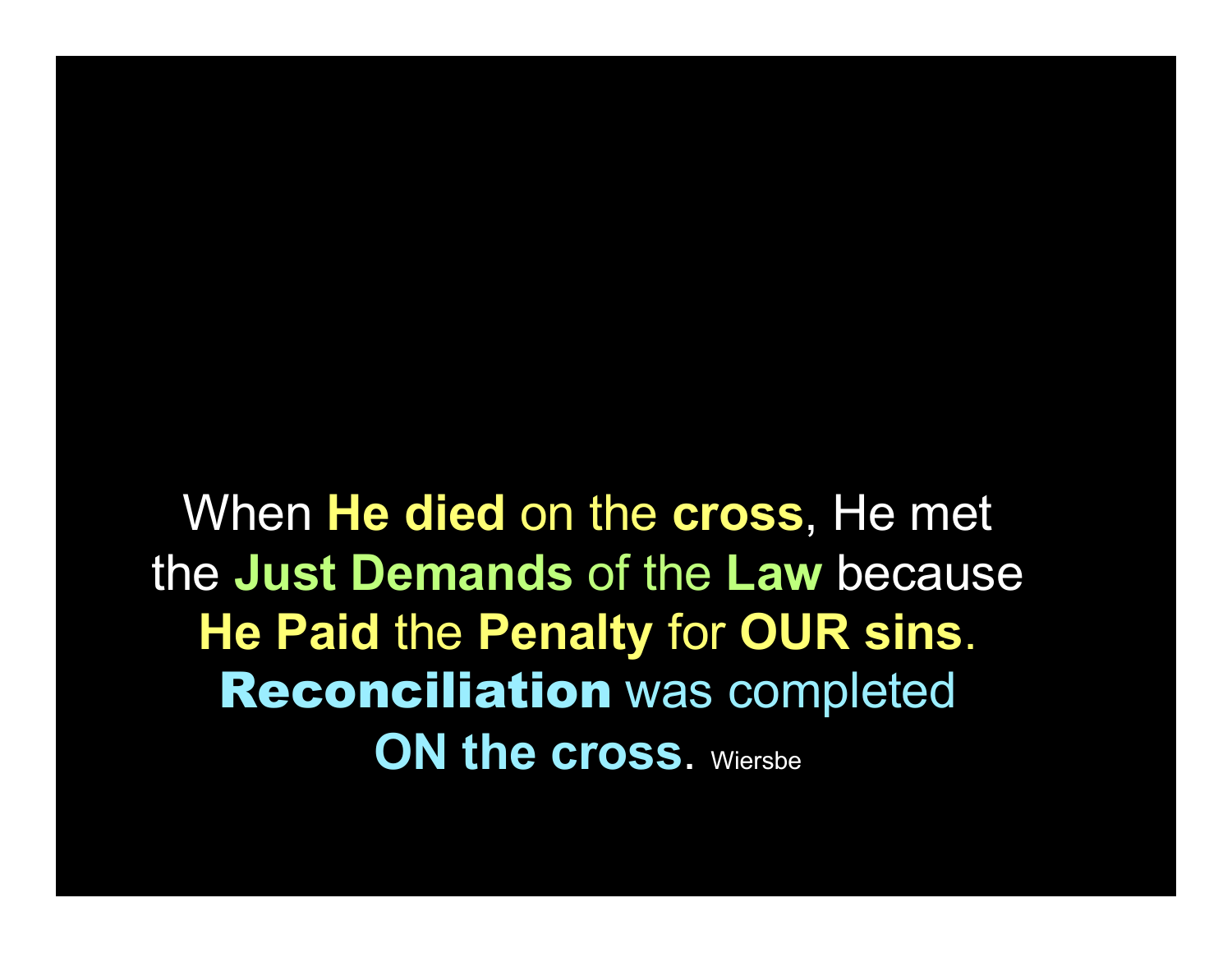When **He died** on the **cross**, He met the **Just Demands** of the **Law** because **He Paid** the **Penalty** for **OUR sins**. **Reconciliation** was completed **ON the cross**. Wiersbe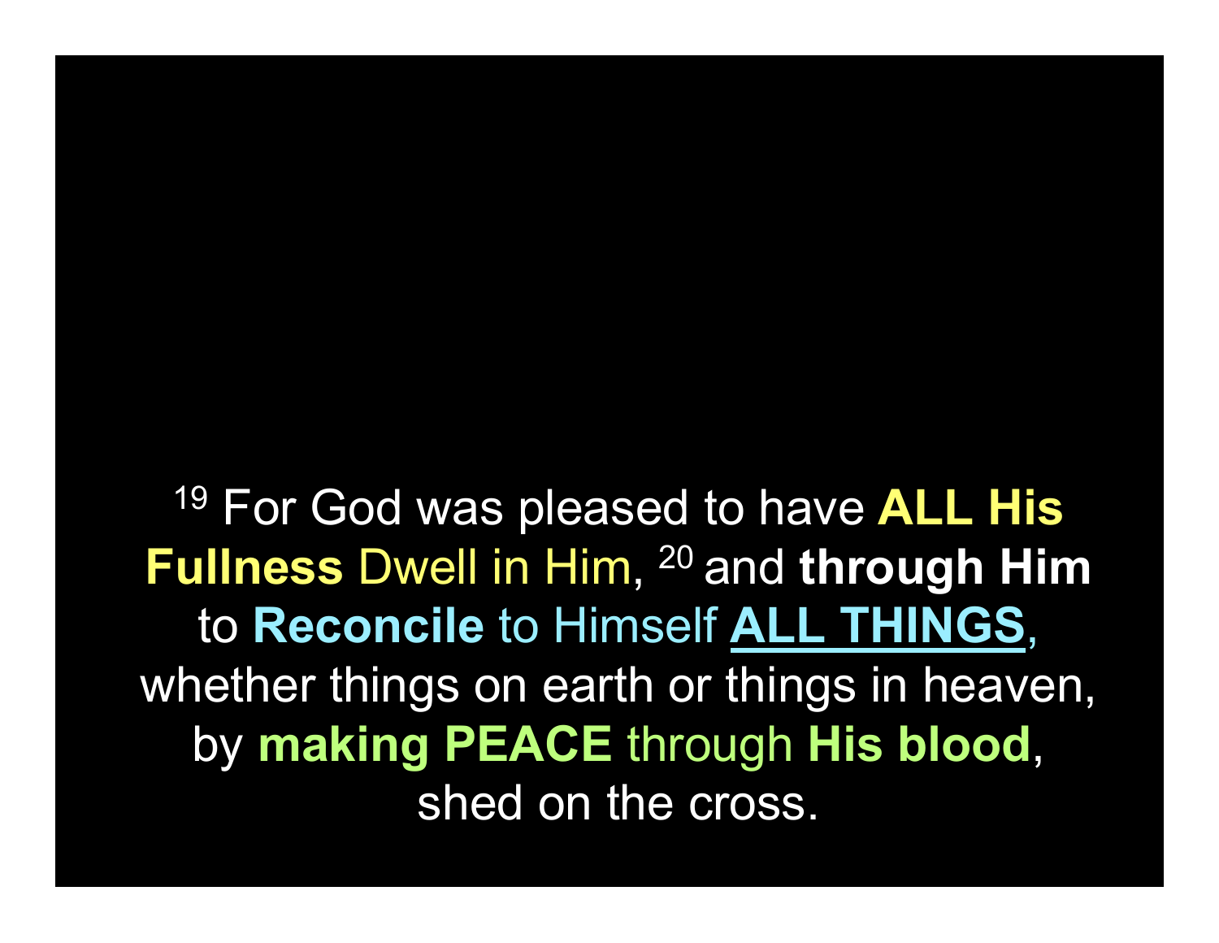[19] For God was pleased to have **ALL His Fullness** Dwell in Him, [20] and **through Him** to **Reconcile** to Himself **ALL THINGS**, whether things on earth or things in heaven, by **making PEACE** through **His blood**, shed on the cross.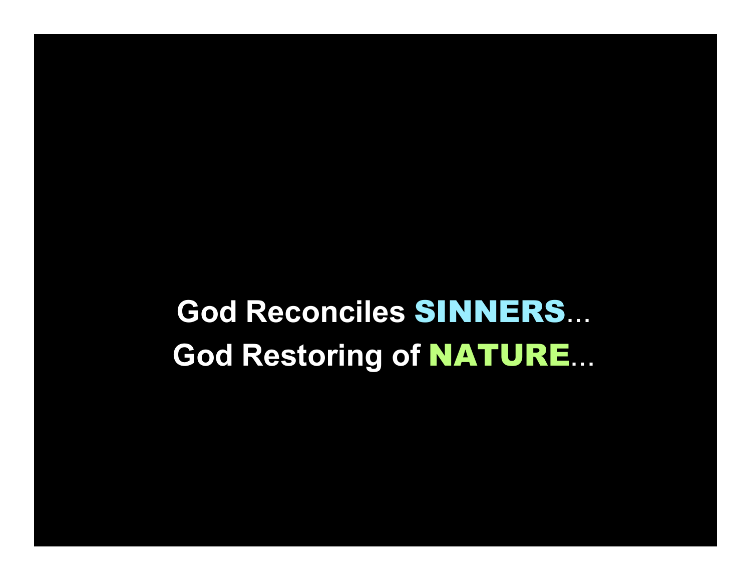**God Reconciles SINNERS…**

**God Restoring of NATURE…**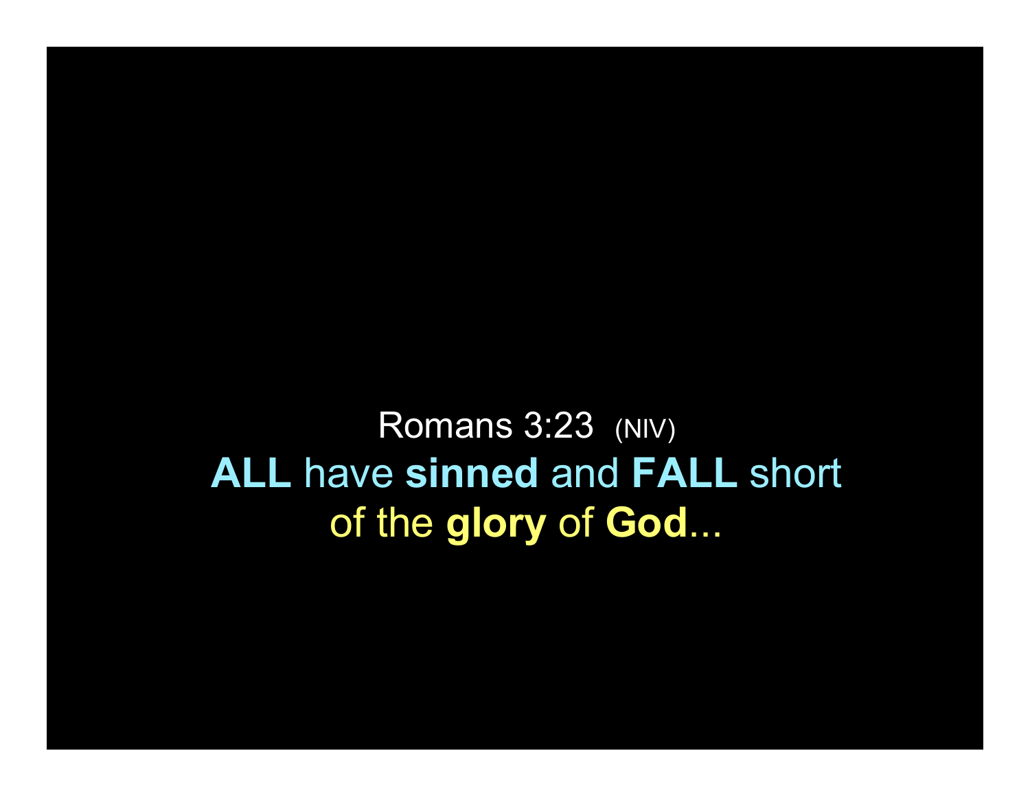Romans 3:23 (NIV)

**ALL** have **sinned** and **FALL** short of the **glory** of **God**...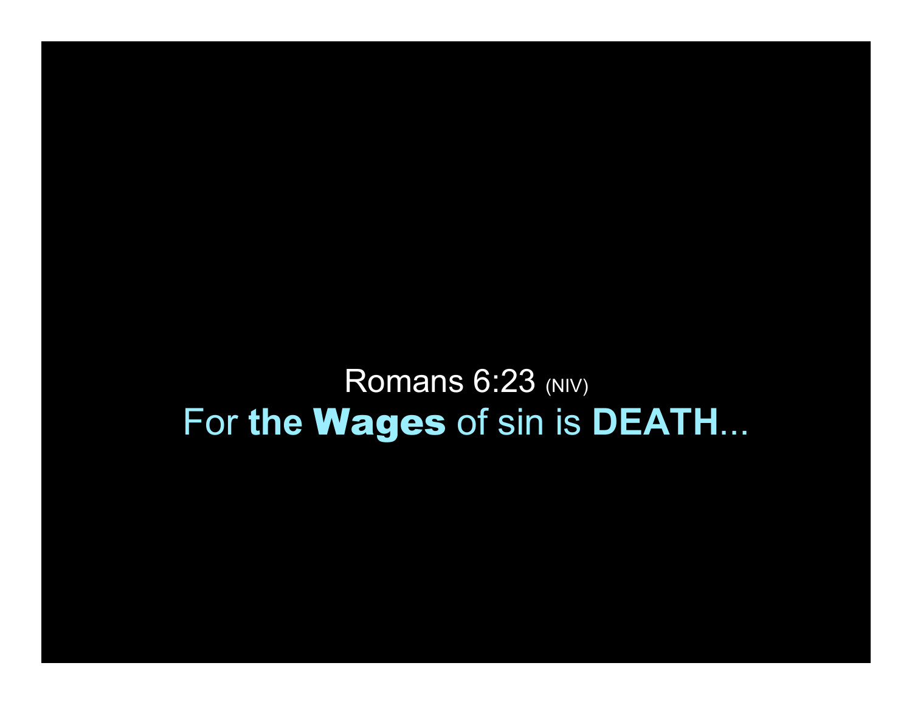Romans 6:23 (NIV)

For **the Wages** of sin is **DEATH**...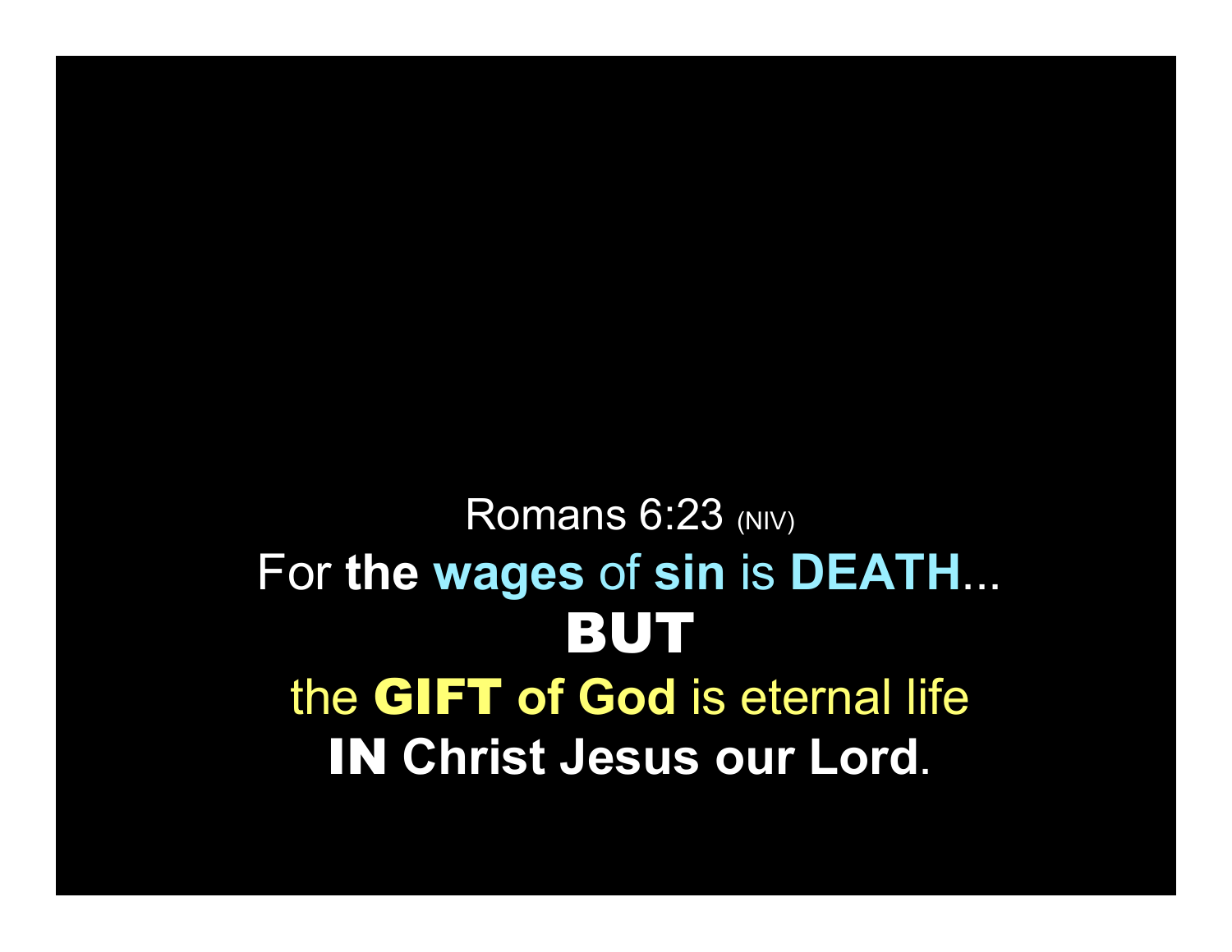Romans 6:23 (NIV)

For **the wages** of **sin** is **DEATH**...

**BUT**

the **GIFT of God** is eternal life

**IN Christ Jesus our Lord**.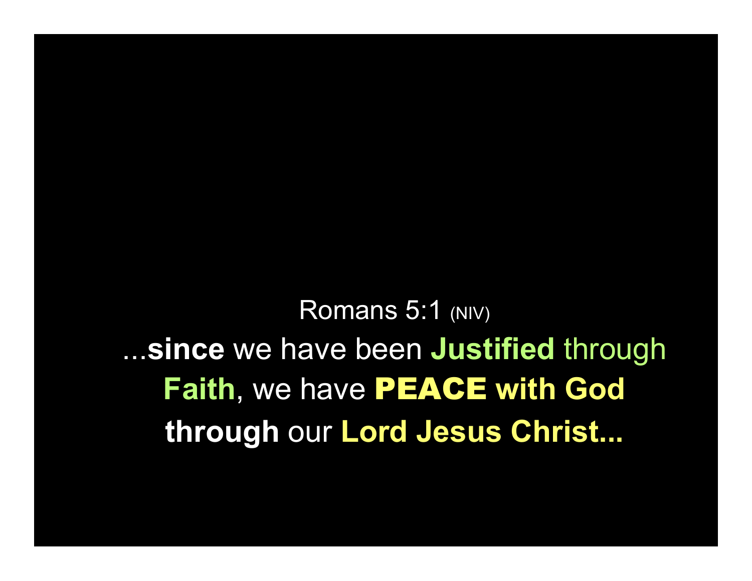Romans 5:1 (NIV)

...**since** we have been **Justified** through **Faith**, we have **PEACE with God through** our **Lord Jesus Christ...**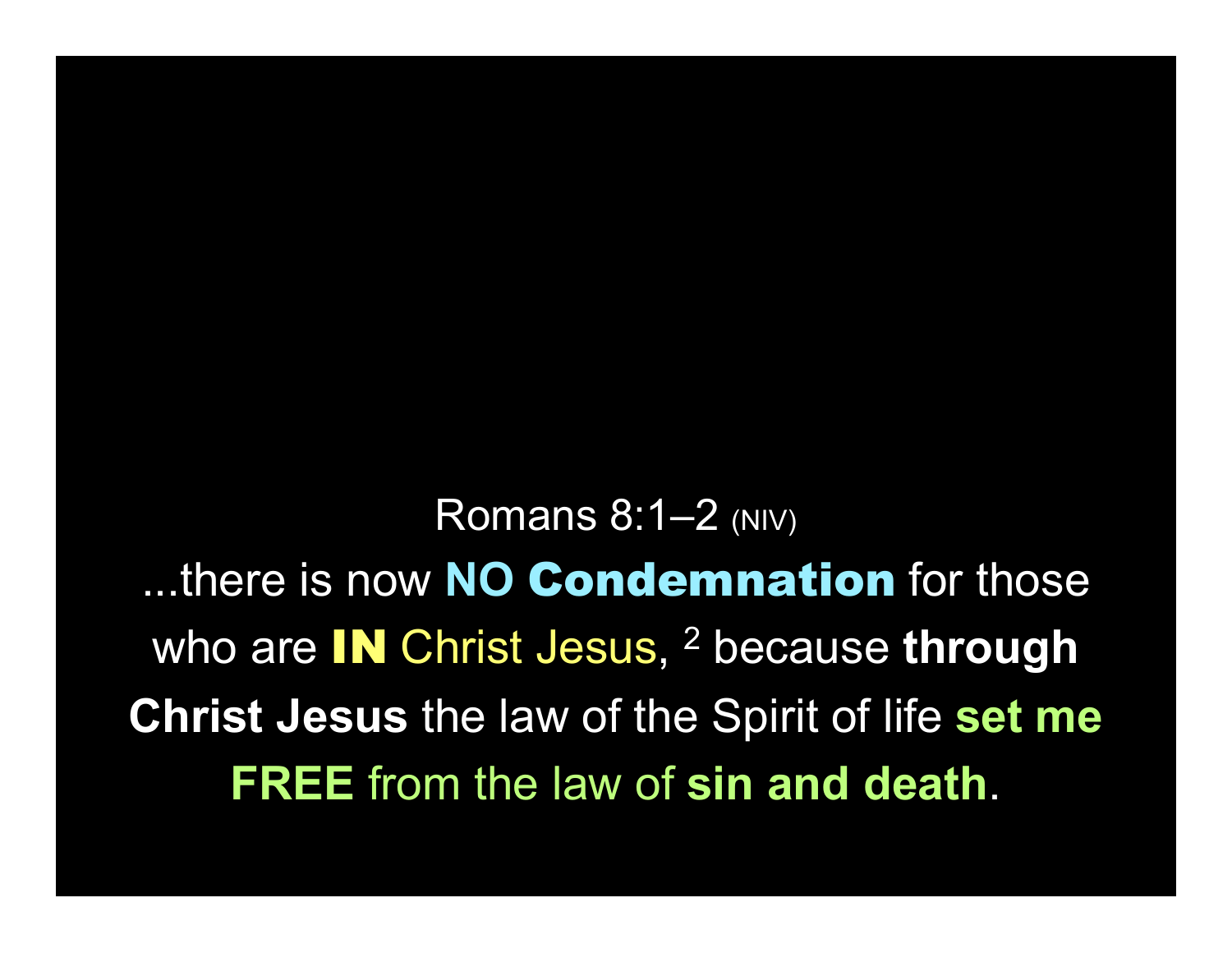Romans 8:1–2 (NIV)

...there is now **NO Condemnation** for those who are **IN** Christ Jesus, [2] because **through Christ Jesus** the law of the Spirit of life **set me FREE** from the law of **sin and death**.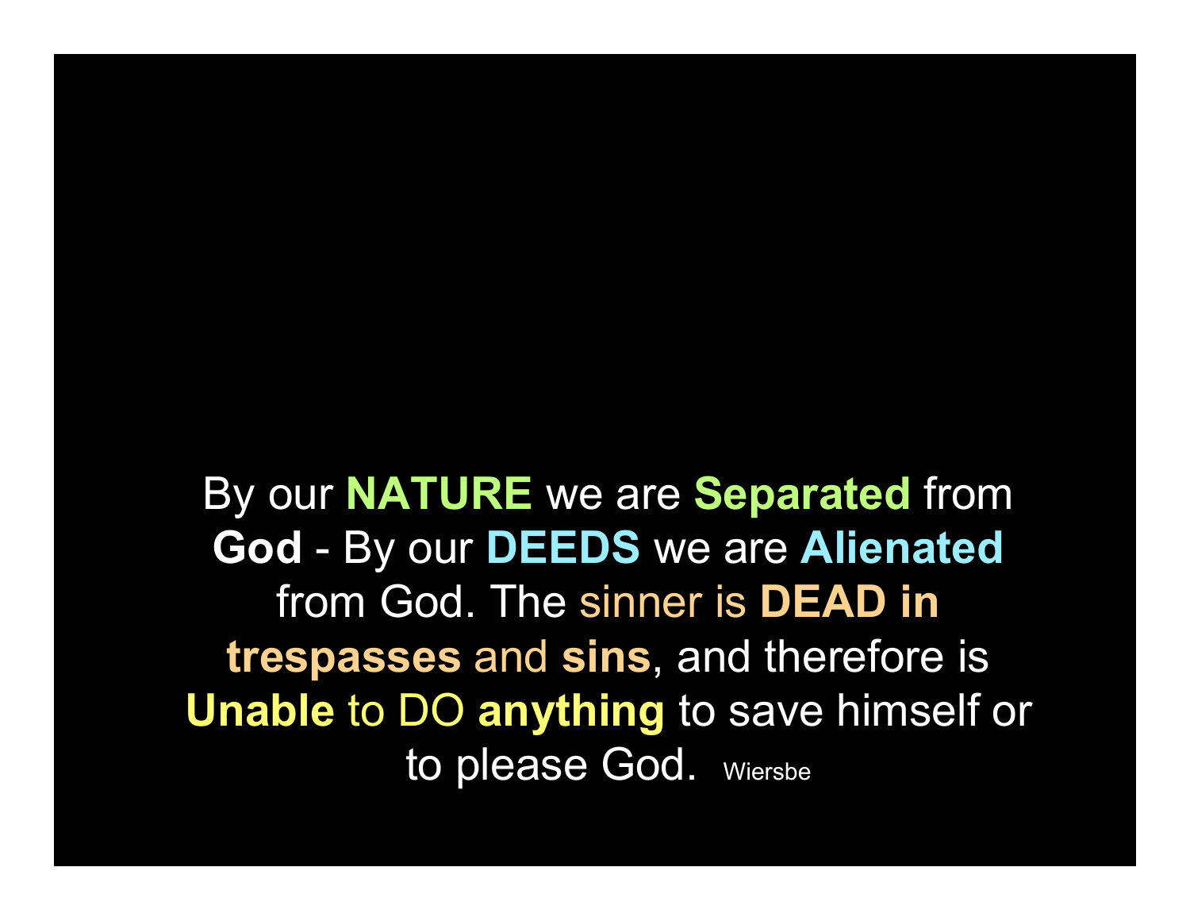By our **NATURE** we are **Separated** from **God** - By our **DEEDS** we are **Alienated** from God. The sinner is **DEAD in trespasses** and **sins**, and therefore is **Unable** to DO **anything** to save himself or to please God. Wiersbe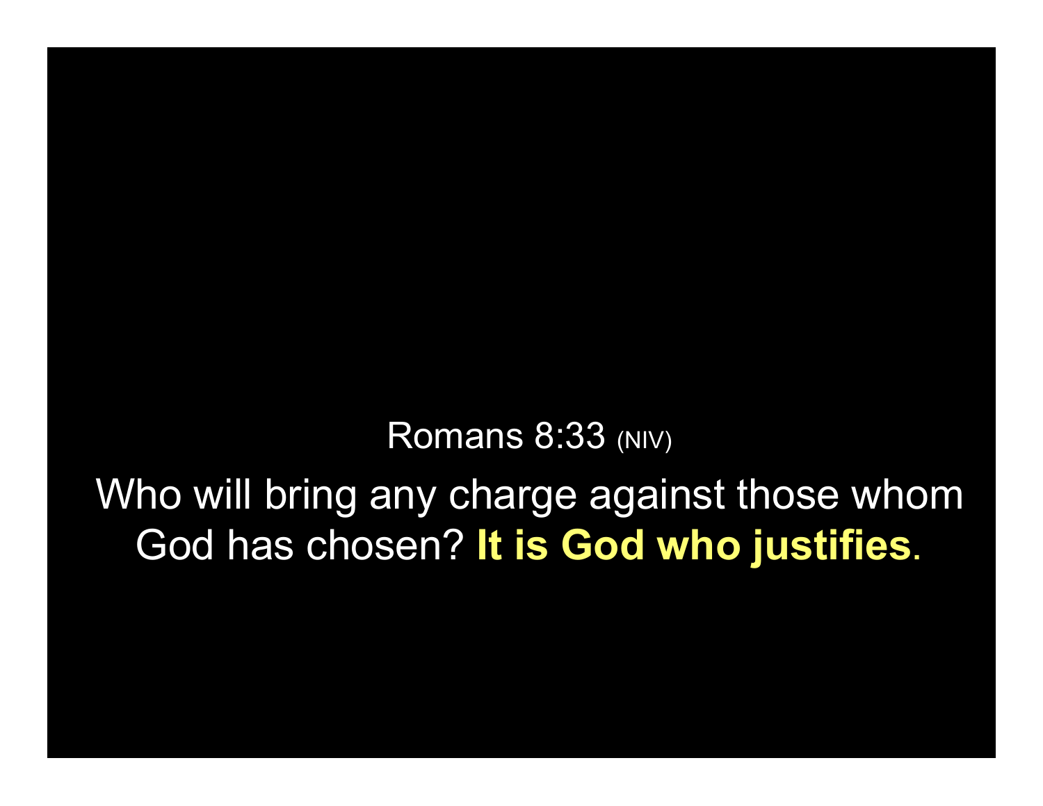Romans 8:33 (NIV)

Who will bring any charge against those whom God has chosen? **It is God who justifies**.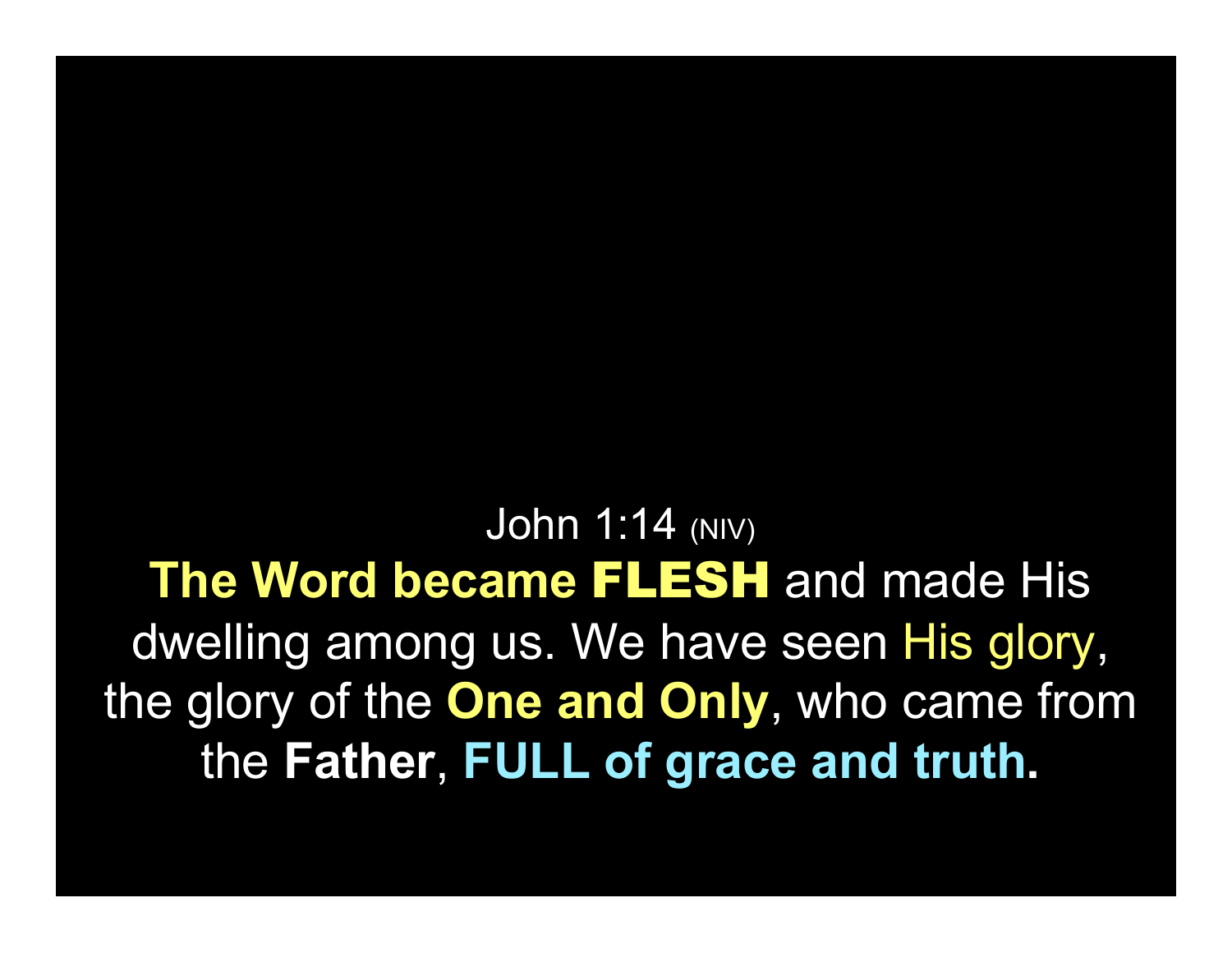John 1:14 (NIV)

**The Word became FLESH** and made His dwelling among us. We have seen His glory, the glory of the **One and Only**, who came from the **Father**, **FULL of grace and truth.**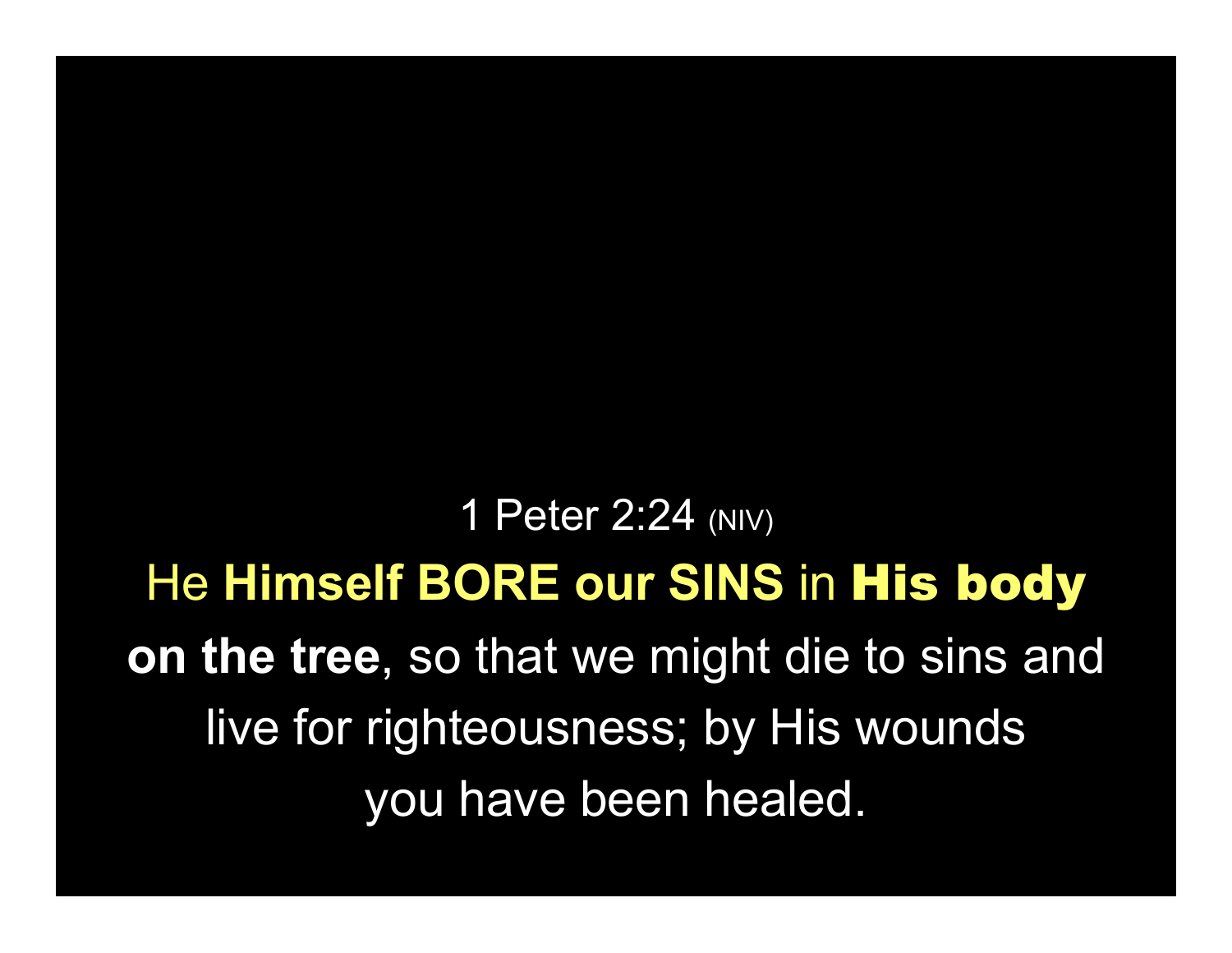1 Peter 2:24 (NIV)

He **Himself BORE our SINS** in **His body on the tree**, so that we might die to sins and live for righteousness; by His wounds you have been healed.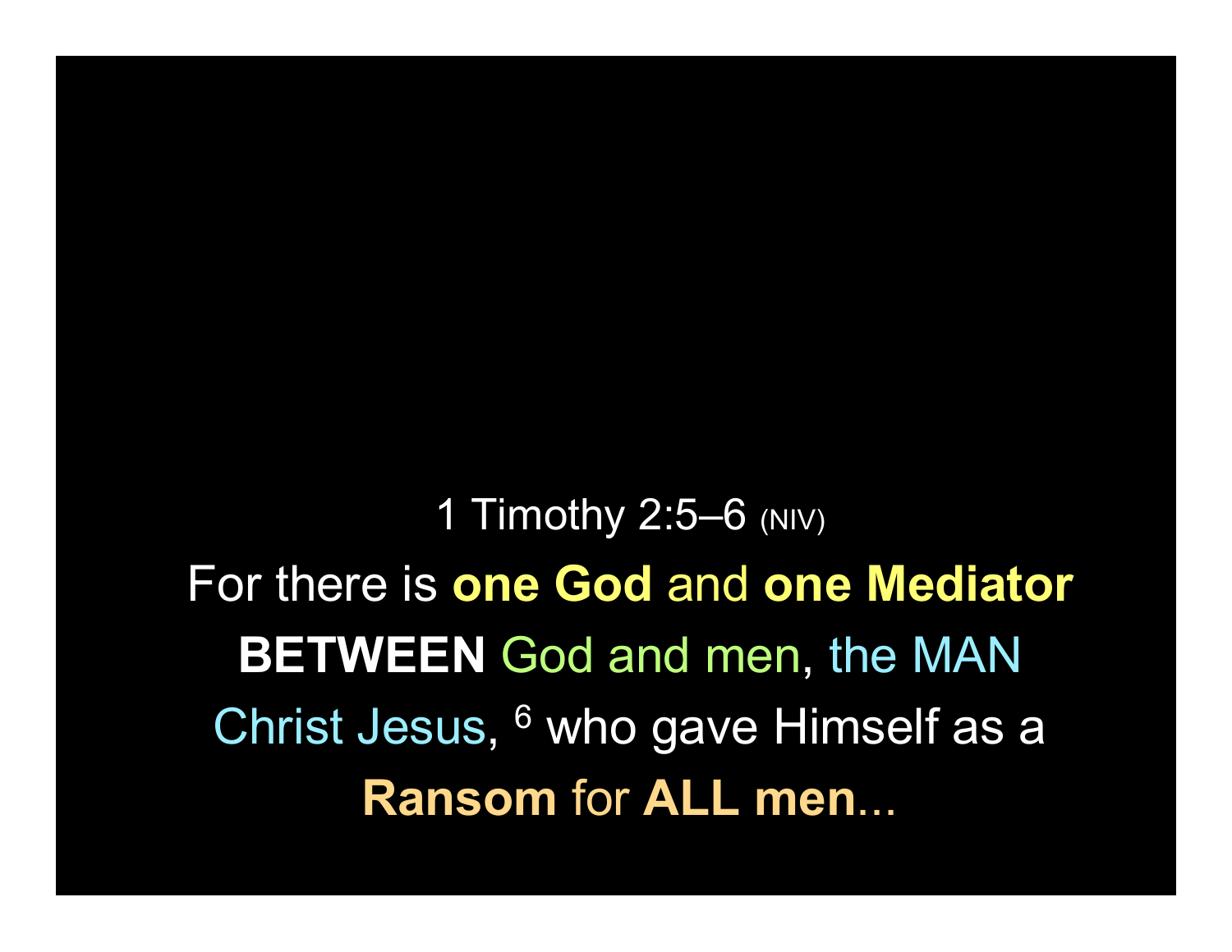1 Timothy 2:5–6 (NIV)

For there is **one God** and **one Mediator** **BETWEEN** God and men, the MAN Christ Jesus, [6] who gave Himself as a **Ransom** for **ALL men**...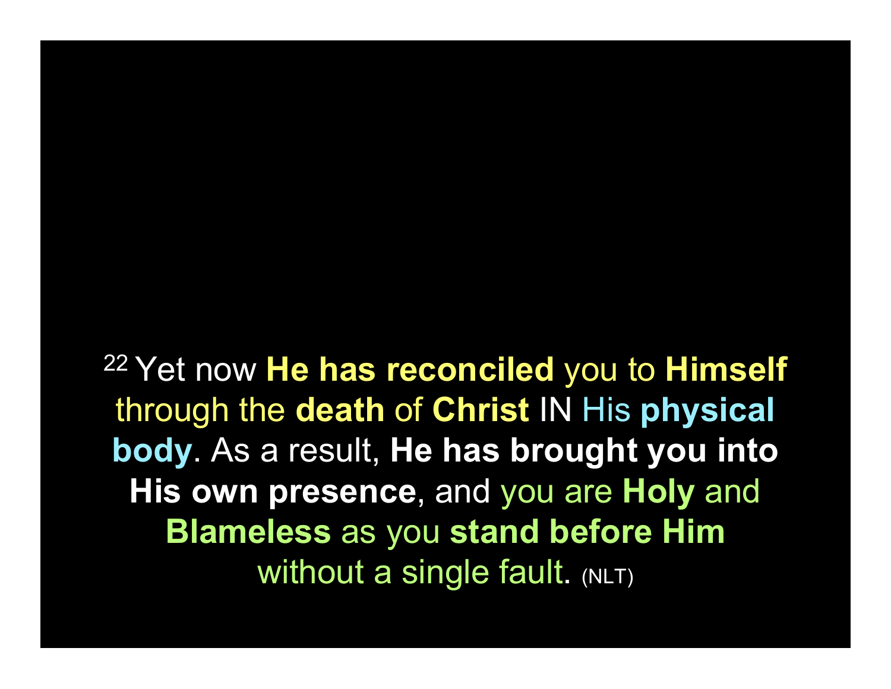[22] Yet now **He has reconciled** you to **Himself** through the **death** of **Christ** IN His **physical body**. As a result, **He has brought you into His own presence**, and you are **Holy** and **Blameless** as you **stand before Him** without a single fault. (NLT)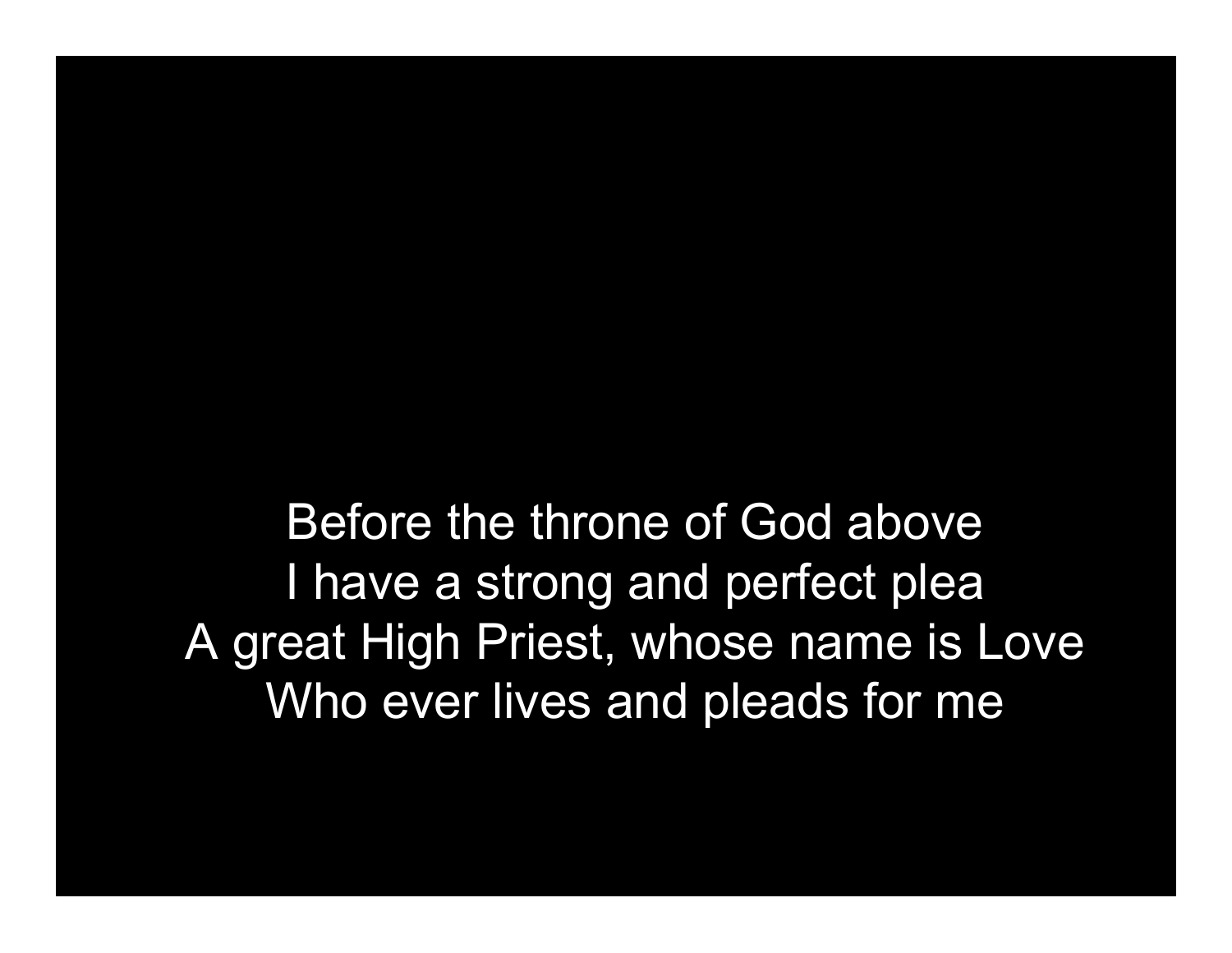Before the throne of God above  
I have a strong and perfect plea  
A great High Priest, whose name is Love  
Who ever lives and pleads for me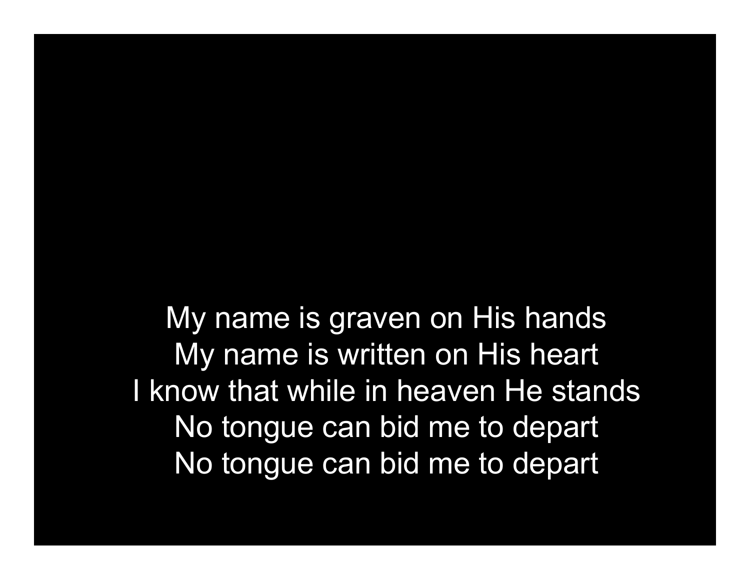My name is graven on His hands
My name is written on His heart
I know that while in heaven He stands
No tongue can bid me to depart
No tongue can bid me to depart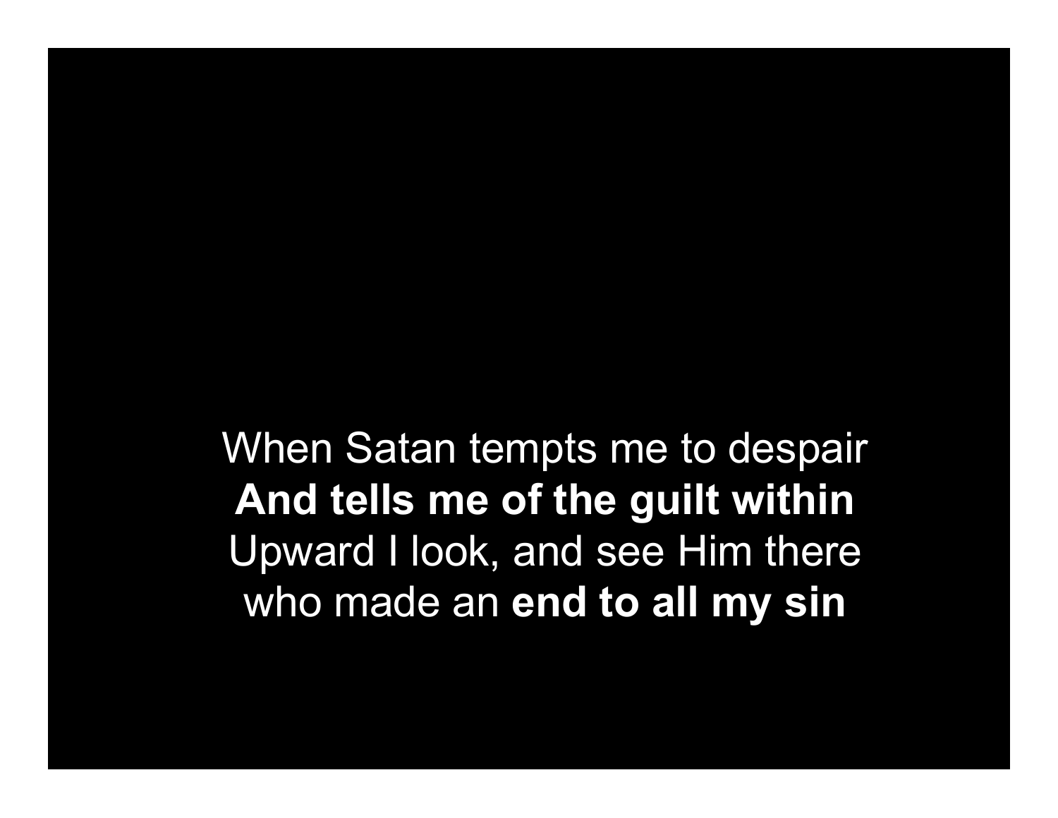When Satan tempts me to despair
**And tells me of the guilt within**
Upward I look, and see Him there
who made an **end to all my sin**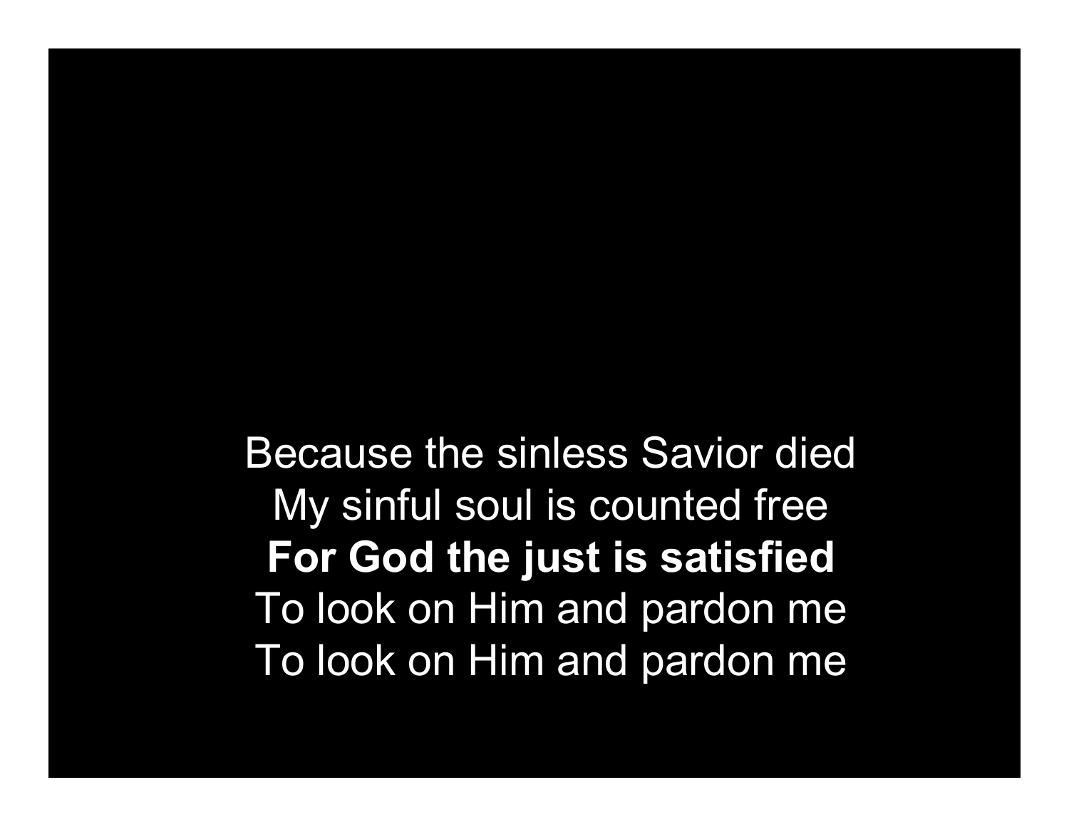Because the sinless Savior died
My sinful soul is counted free
**For God the just is satisfied**
To look on Him and pardon me
To look on Him and pardon me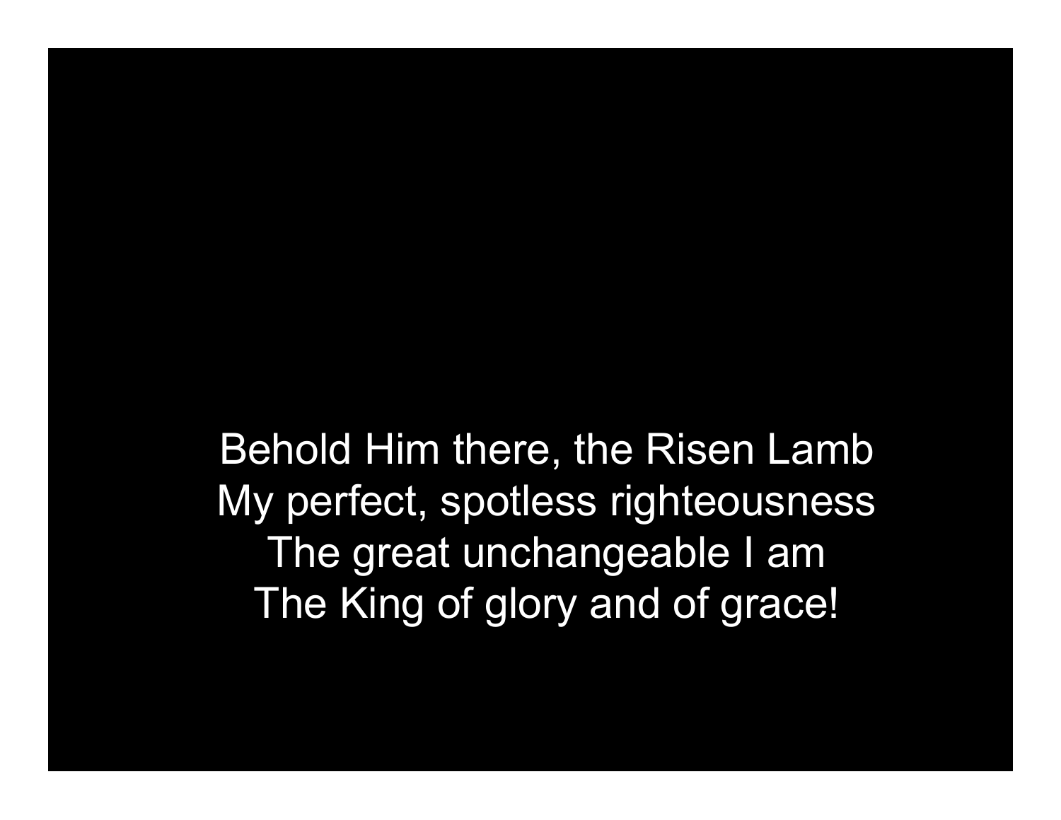Behold Him there, the Risen Lamb
My perfect, spotless righteousness
The great unchangeable I am
The King of glory and of grace!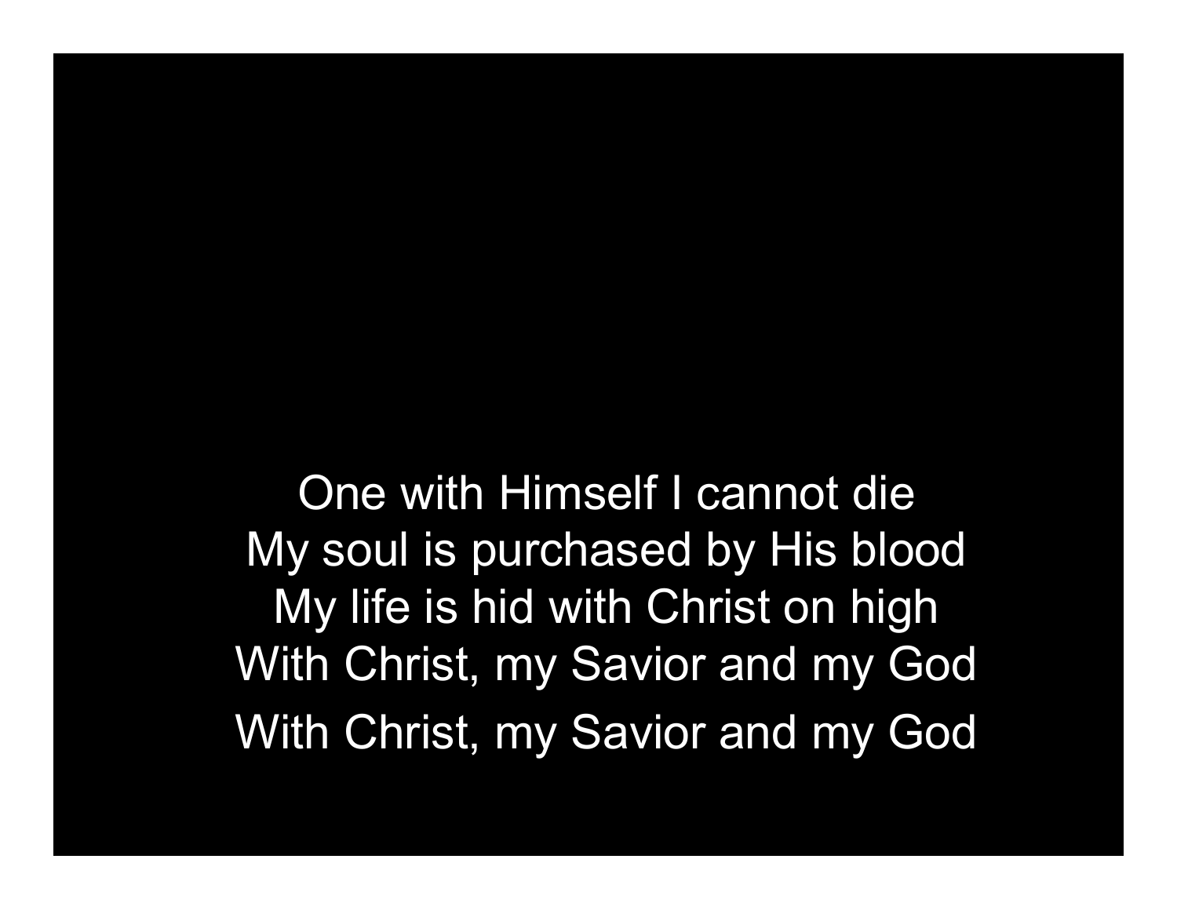One with Himself I cannot die
My soul is purchased by His blood
My life is hid with Christ on high
With Christ, my Savior and my God
With Christ, my Savior and my God